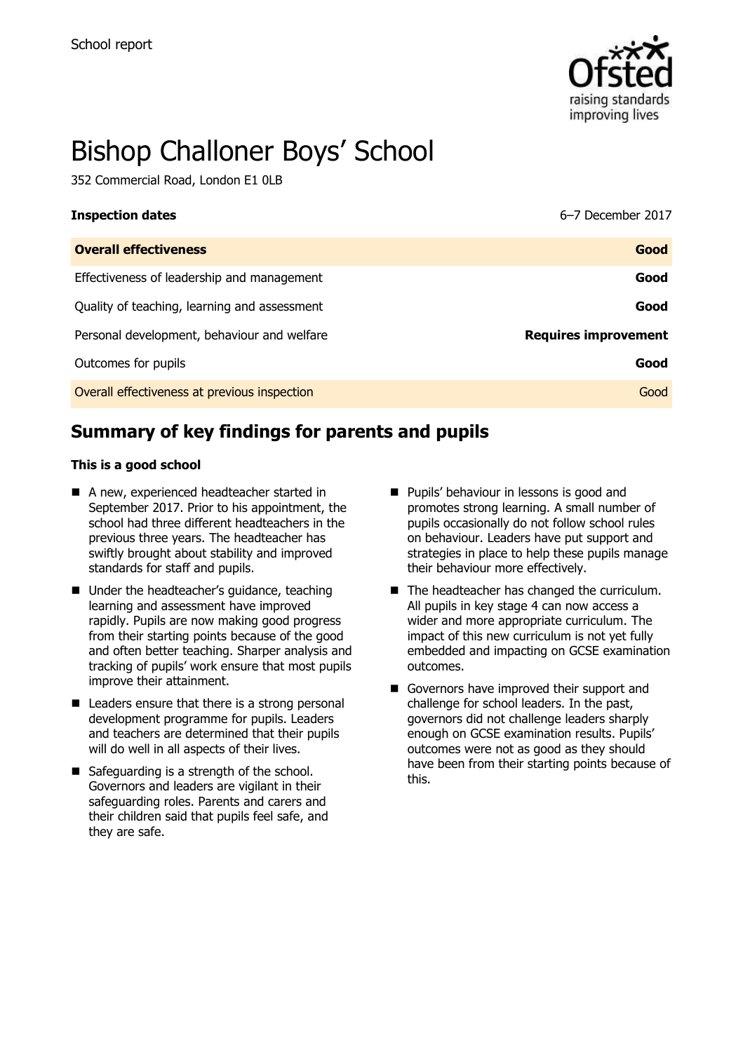School report

# Bishop Challoner Boys' School

352 Commercial Road, London E1 0LB

| **Inspection dates** | 6–7 December 2017 |
| --- | --- |
| **Overall effectiveness** | **Good** |
| Effectiveness of leadership and management | **Good** |
| Quality of teaching, learning and assessment | **Good** |
| Personal development, behaviour and welfare | **Requires improvement** |
| Outcomes for pupils | **Good** |
| Overall effectiveness at previous inspection | Good |

## Summary of key findings for parents and pupils

**This is a good school**

- A new, experienced headteacher started in September 2017. Prior to his appointment, the school had three different headteachers in the previous three years. The headteacher has swiftly brought about stability and improved standards for staff and pupils.
- Under the headteacher's guidance, teaching learning and assessment have improved rapidly. Pupils are now making good progress from their starting points because of the good and often better teaching. Sharper analysis and tracking of pupils' work ensure that most pupils improve their attainment.
- Leaders ensure that there is a strong personal development programme for pupils. Leaders and teachers are determined that their pupils will do well in all aspects of their lives.
- Safeguarding is a strength of the school. Governors and leaders are vigilant in their safeguarding roles. Parents and carers and their children said that pupils feel safe, and they are safe.
- Pupils' behaviour in lessons is good and promotes strong learning. A small number of pupils occasionally do not follow school rules on behaviour. Leaders have put support and strategies in place to help these pupils manage their behaviour more effectively.
- The headteacher has changed the curriculum. All pupils in key stage 4 can now access a wider and more appropriate curriculum. The impact of this new curriculum is not yet fully embedded and impacting on GCSE examination outcomes.
- Governors have improved their support and challenge for school leaders. In the past, governors did not challenge leaders sharply enough on GCSE examination results. Pupils' outcomes were not as good as they should have been from their starting points because of this.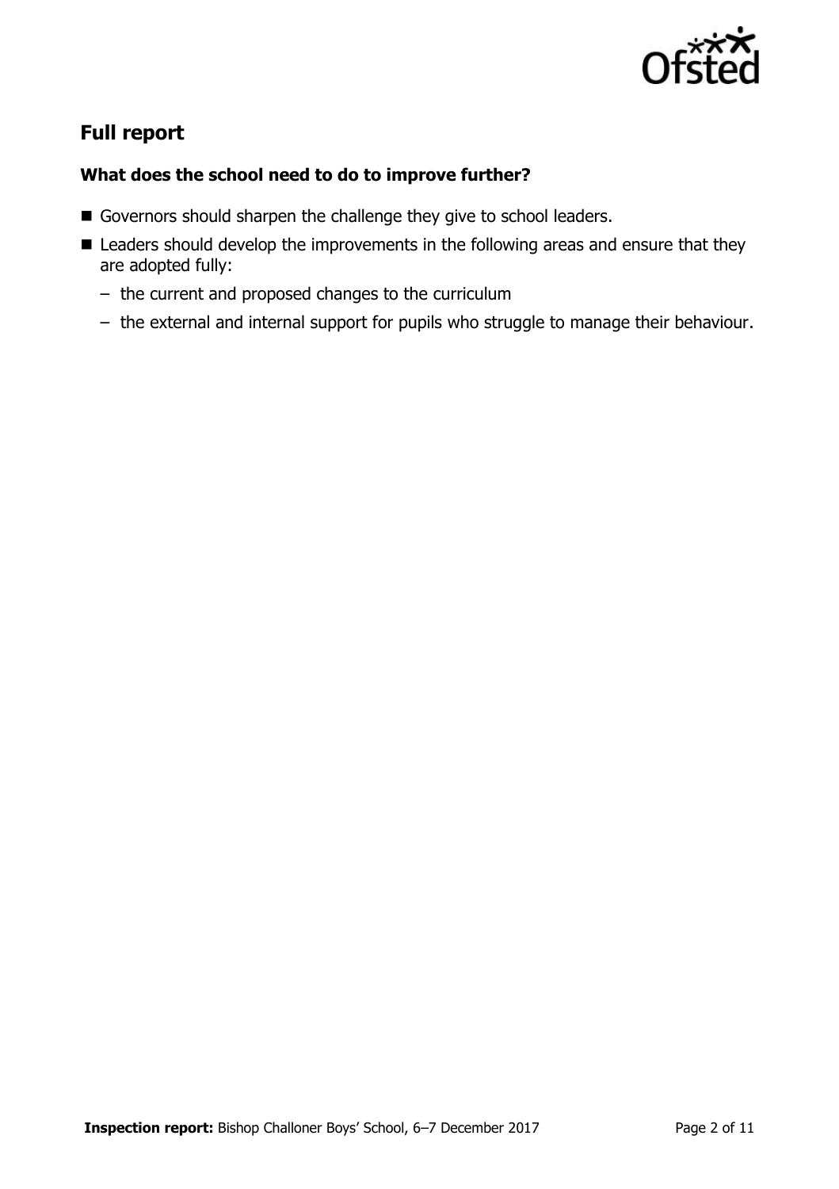## Full report

### What does the school need to do to improve further?

- Governors should sharpen the challenge they give to school leaders.
- Leaders should develop the improvements in the following areas and ensure that they are adopted fully:
  - the current and proposed changes to the curriculum
  - the external and internal support for pupils who struggle to manage their behaviour.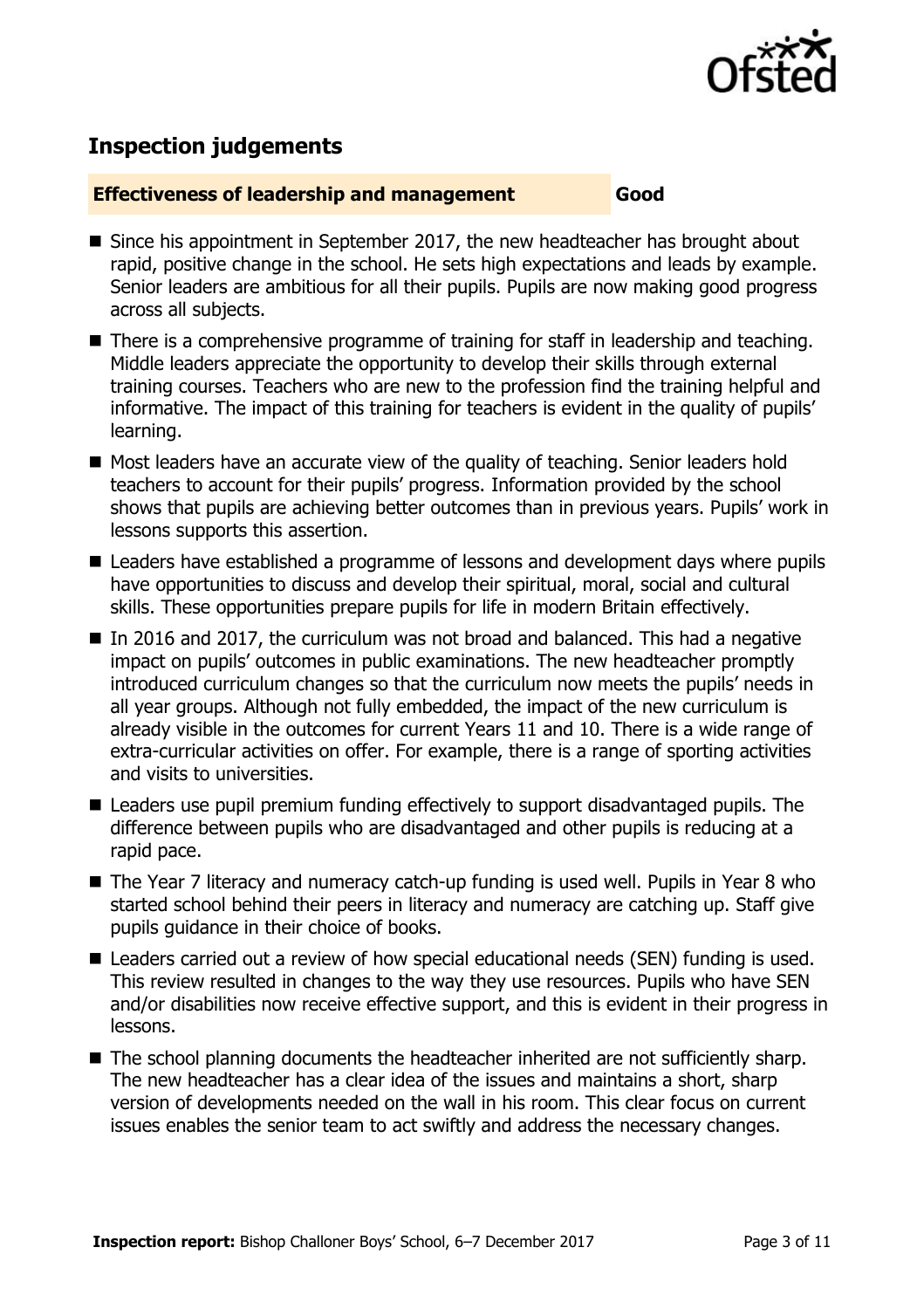## Inspection judgements

**Effectiveness of leadership and management** **Good**

- Since his appointment in September 2017, the new headteacher has brought about rapid, positive change in the school. He sets high expectations and leads by example. Senior leaders are ambitious for all their pupils. Pupils are now making good progress across all subjects.
- There is a comprehensive programme of training for staff in leadership and teaching. Middle leaders appreciate the opportunity to develop their skills through external training courses. Teachers who are new to the profession find the training helpful and informative. The impact of this training for teachers is evident in the quality of pupils' learning.
- Most leaders have an accurate view of the quality of teaching. Senior leaders hold teachers to account for their pupils' progress. Information provided by the school shows that pupils are achieving better outcomes than in previous years. Pupils' work in lessons supports this assertion.
- Leaders have established a programme of lessons and development days where pupils have opportunities to discuss and develop their spiritual, moral, social and cultural skills. These opportunities prepare pupils for life in modern Britain effectively.
- In 2016 and 2017, the curriculum was not broad and balanced. This had a negative impact on pupils' outcomes in public examinations. The new headteacher promptly introduced curriculum changes so that the curriculum now meets the pupils' needs in all year groups. Although not fully embedded, the impact of the new curriculum is already visible in the outcomes for current Years 11 and 10. There is a wide range of extra-curricular activities on offer. For example, there is a range of sporting activities and visits to universities.
- Leaders use pupil premium funding effectively to support disadvantaged pupils. The difference between pupils who are disadvantaged and other pupils is reducing at a rapid pace.
- The Year 7 literacy and numeracy catch-up funding is used well. Pupils in Year 8 who started school behind their peers in literacy and numeracy are catching up. Staff give pupils guidance in their choice of books.
- Leaders carried out a review of how special educational needs (SEN) funding is used. This review resulted in changes to the way they use resources. Pupils who have SEN and/or disabilities now receive effective support, and this is evident in their progress in lessons.
- The school planning documents the headteacher inherited are not sufficiently sharp. The new headteacher has a clear idea of the issues and maintains a short, sharp version of developments needed on the wall in his room. This clear focus on current issues enables the senior team to act swiftly and address the necessary changes.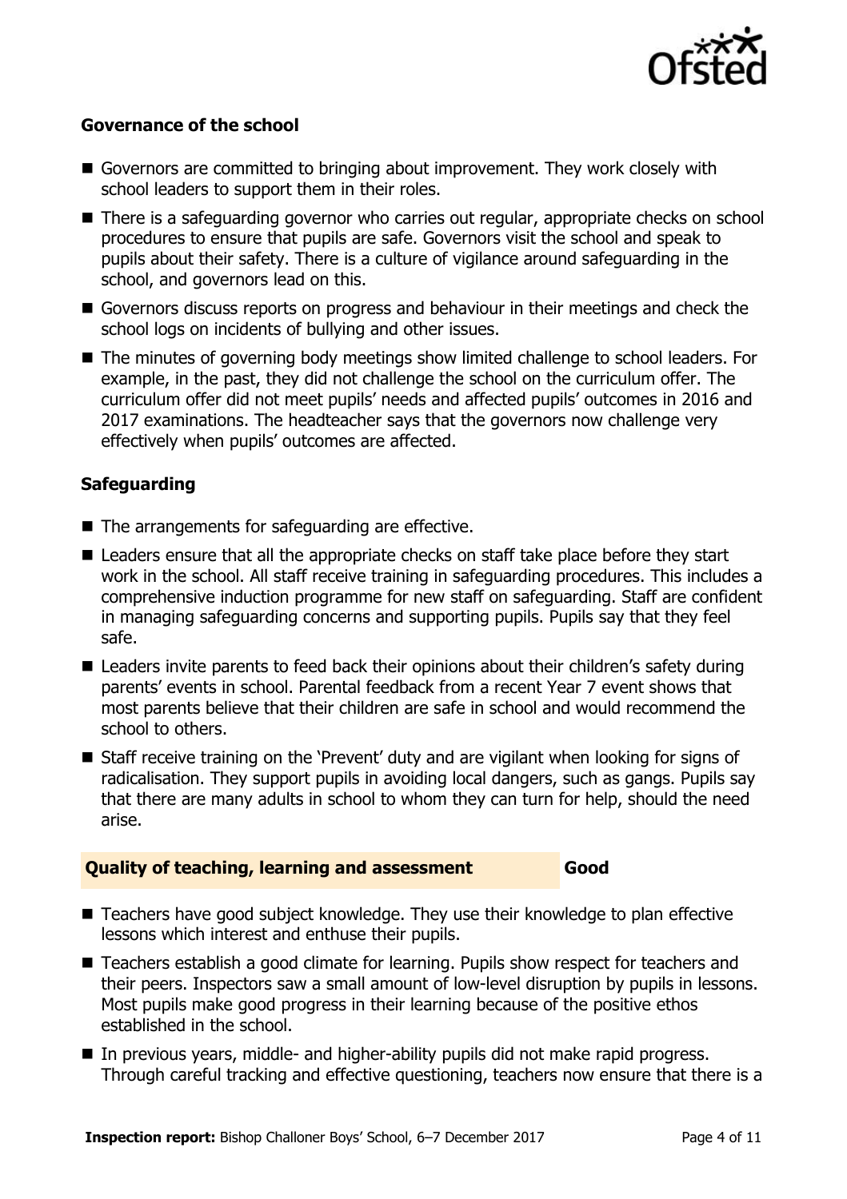### Governance of the school

- Governors are committed to bringing about improvement. They work closely with school leaders to support them in their roles.
- There is a safeguarding governor who carries out regular, appropriate checks on school procedures to ensure that pupils are safe. Governors visit the school and speak to pupils about their safety. There is a culture of vigilance around safeguarding in the school, and governors lead on this.
- Governors discuss reports on progress and behaviour in their meetings and check the school logs on incidents of bullying and other issues.
- The minutes of governing body meetings show limited challenge to school leaders. For example, in the past, they did not challenge the school on the curriculum offer. The curriculum offer did not meet pupils' needs and affected pupils' outcomes in 2016 and 2017 examinations. The headteacher says that the governors now challenge very effectively when pupils' outcomes are affected.

### Safeguarding

- The arrangements for safeguarding are effective.
- Leaders ensure that all the appropriate checks on staff take place before they start work in the school. All staff receive training in safeguarding procedures. This includes a comprehensive induction programme for new staff on safeguarding. Staff are confident in managing safeguarding concerns and supporting pupils. Pupils say that they feel safe.
- Leaders invite parents to feed back their opinions about their children's safety during parents' events in school. Parental feedback from a recent Year 7 event shows that most parents believe that their children are safe in school and would recommend the school to others.
- Staff receive training on the 'Prevent' duty and are vigilant when looking for signs of radicalisation. They support pupils in avoiding local dangers, such as gangs. Pupils say that there are many adults in school to whom they can turn for help, should the need arise.

## Quality of teaching, learning and assessment — Good

- Teachers have good subject knowledge. They use their knowledge to plan effective lessons which interest and enthuse their pupils.
- Teachers establish a good climate for learning. Pupils show respect for teachers and their peers. Inspectors saw a small amount of low-level disruption by pupils in lessons. Most pupils make good progress in their learning because of the positive ethos established in the school.
- In previous years, middle- and higher-ability pupils did not make rapid progress. Through careful tracking and effective questioning, teachers now ensure that there is a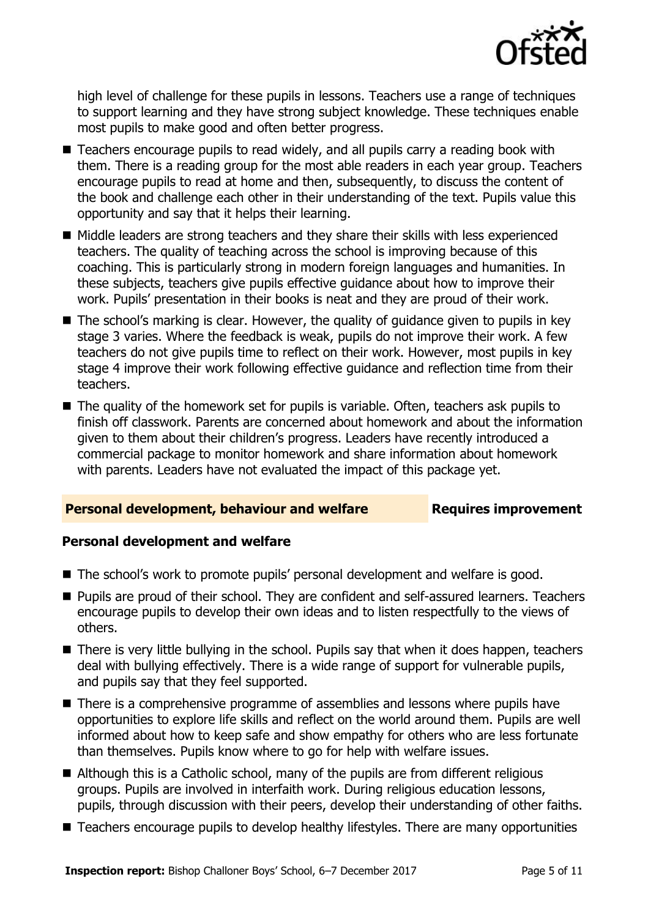high level of challenge for these pupils in lessons. Teachers use a range of techniques to support learning and they have strong subject knowledge. These techniques enable most pupils to make good and often better progress.

- Teachers encourage pupils to read widely, and all pupils carry a reading book with them. There is a reading group for the most able readers in each year group. Teachers encourage pupils to read at home and then, subsequently, to discuss the content of the book and challenge each other in their understanding of the text. Pupils value this opportunity and say that it helps their learning.
- Middle leaders are strong teachers and they share their skills with less experienced teachers. The quality of teaching across the school is improving because of this coaching. This is particularly strong in modern foreign languages and humanities. In these subjects, teachers give pupils effective guidance about how to improve their work. Pupils' presentation in their books is neat and they are proud of their work.
- The school's marking is clear. However, the quality of guidance given to pupils in key stage 3 varies. Where the feedback is weak, pupils do not improve their work. A few teachers do not give pupils time to reflect on their work. However, most pupils in key stage 4 improve their work following effective guidance and reflection time from their teachers.
- The quality of the homework set for pupils is variable. Often, teachers ask pupils to finish off classwork. Parents are concerned about homework and about the information given to them about their children's progress. Leaders have recently introduced a commercial package to monitor homework and share information about homework with parents. Leaders have not evaluated the impact of this package yet.

## Personal development, behaviour and welfare — Requires improvement

### Personal development and welfare

- The school's work to promote pupils' personal development and welfare is good.
- Pupils are proud of their school. They are confident and self-assured learners. Teachers encourage pupils to develop their own ideas and to listen respectfully to the views of others.
- There is very little bullying in the school. Pupils say that when it does happen, teachers deal with bullying effectively. There is a wide range of support for vulnerable pupils, and pupils say that they feel supported.
- There is a comprehensive programme of assemblies and lessons where pupils have opportunities to explore life skills and reflect on the world around them. Pupils are well informed about how to keep safe and show empathy for others who are less fortunate than themselves. Pupils know where to go for help with welfare issues.
- Although this is a Catholic school, many of the pupils are from different religious groups. Pupils are involved in interfaith work. During religious education lessons, pupils, through discussion with their peers, develop their understanding of other faiths.
- Teachers encourage pupils to develop healthy lifestyles. There are many opportunities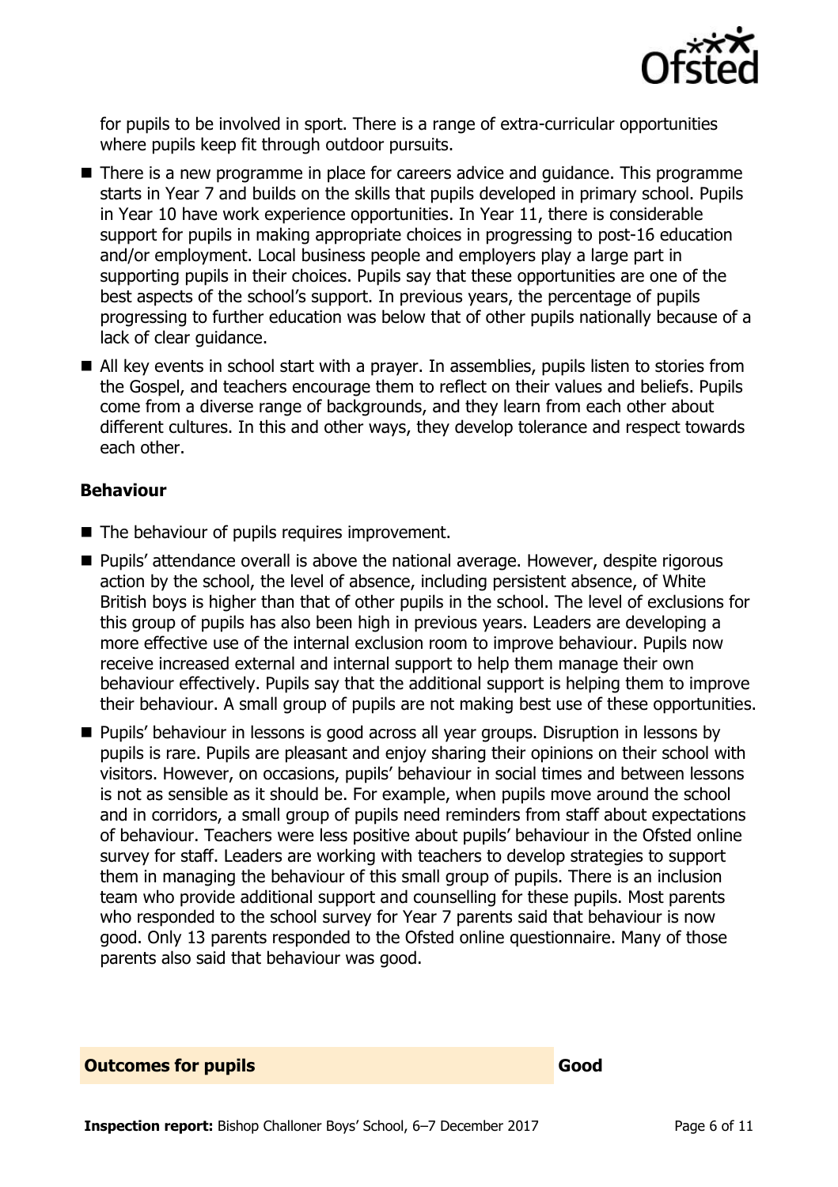for pupils to be involved in sport. There is a range of extra-curricular opportunities where pupils keep fit through outdoor pursuits.

- There is a new programme in place for careers advice and guidance. This programme starts in Year 7 and builds on the skills that pupils developed in primary school. Pupils in Year 10 have work experience opportunities. In Year 11, there is considerable support for pupils in making appropriate choices in progressing to post-16 education and/or employment. Local business people and employers play a large part in supporting pupils in their choices. Pupils say that these opportunities are one of the best aspects of the school's support. In previous years, the percentage of pupils progressing to further education was below that of other pupils nationally because of a lack of clear guidance.
- All key events in school start with a prayer. In assemblies, pupils listen to stories from the Gospel, and teachers encourage them to reflect on their values and beliefs. Pupils come from a diverse range of backgrounds, and they learn from each other about different cultures. In this and other ways, they develop tolerance and respect towards each other.

### Behaviour

- The behaviour of pupils requires improvement.
- Pupils' attendance overall is above the national average. However, despite rigorous action by the school, the level of absence, including persistent absence, of White British boys is higher than that of other pupils in the school. The level of exclusions for this group of pupils has also been high in previous years. Leaders are developing a more effective use of the internal exclusion room to improve behaviour. Pupils now receive increased external and internal support to help them manage their own behaviour effectively. Pupils say that the additional support is helping them to improve their behaviour. A small group of pupils are not making best use of these opportunities.
- Pupils' behaviour in lessons is good across all year groups. Disruption in lessons by pupils is rare. Pupils are pleasant and enjoy sharing their opinions on their school with visitors. However, on occasions, pupils' behaviour in social times and between lessons is not as sensible as it should be. For example, when pupils move around the school and in corridors, a small group of pupils need reminders from staff about expectations of behaviour. Teachers were less positive about pupils' behaviour in the Ofsted online survey for staff. Leaders are working with teachers to develop strategies to support them in managing the behaviour of this small group of pupils. There is an inclusion team who provide additional support and counselling for these pupils. Most parents who responded to the school survey for Year 7 parents said that behaviour is now good. Only 13 parents responded to the Ofsted online questionnaire. Many of those parents also said that behaviour was good.

## Outcomes for pupils — Good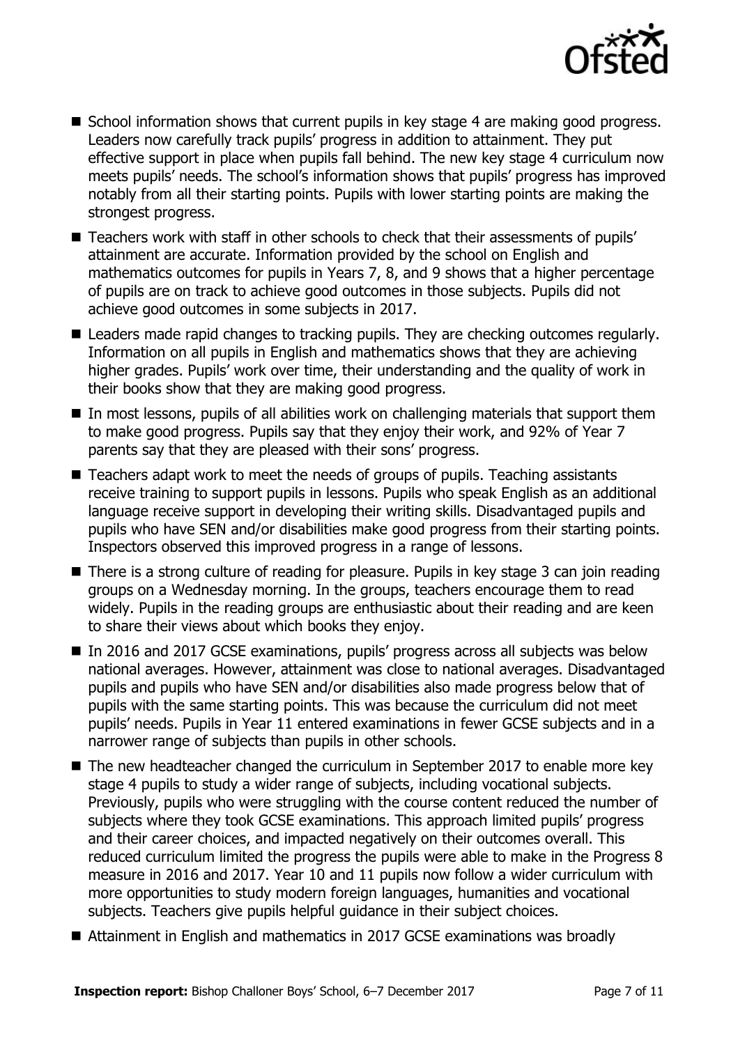- School information shows that current pupils in key stage 4 are making good progress. Leaders now carefully track pupils' progress in addition to attainment. They put effective support in place when pupils fall behind. The new key stage 4 curriculum now meets pupils' needs. The school's information shows that pupils' progress has improved notably from all their starting points. Pupils with lower starting points are making the strongest progress.
- Teachers work with staff in other schools to check that their assessments of pupils' attainment are accurate. Information provided by the school on English and mathematics outcomes for pupils in Years 7, 8, and 9 shows that a higher percentage of pupils are on track to achieve good outcomes in those subjects. Pupils did not achieve good outcomes in some subjects in 2017.
- Leaders made rapid changes to tracking pupils. They are checking outcomes regularly. Information on all pupils in English and mathematics shows that they are achieving higher grades. Pupils' work over time, their understanding and the quality of work in their books show that they are making good progress.
- In most lessons, pupils of all abilities work on challenging materials that support them to make good progress. Pupils say that they enjoy their work, and 92% of Year 7 parents say that they are pleased with their sons' progress.
- Teachers adapt work to meet the needs of groups of pupils. Teaching assistants receive training to support pupils in lessons. Pupils who speak English as an additional language receive support in developing their writing skills. Disadvantaged pupils and pupils who have SEN and/or disabilities make good progress from their starting points. Inspectors observed this improved progress in a range of lessons.
- There is a strong culture of reading for pleasure. Pupils in key stage 3 can join reading groups on a Wednesday morning. In the groups, teachers encourage them to read widely. Pupils in the reading groups are enthusiastic about their reading and are keen to share their views about which books they enjoy.
- In 2016 and 2017 GCSE examinations, pupils' progress across all subjects was below national averages. However, attainment was close to national averages. Disadvantaged pupils and pupils who have SEN and/or disabilities also made progress below that of pupils with the same starting points. This was because the curriculum did not meet pupils' needs. Pupils in Year 11 entered examinations in fewer GCSE subjects and in a narrower range of subjects than pupils in other schools.
- The new headteacher changed the curriculum in September 2017 to enable more key stage 4 pupils to study a wider range of subjects, including vocational subjects. Previously, pupils who were struggling with the course content reduced the number of subjects where they took GCSE examinations. This approach limited pupils' progress and their career choices, and impacted negatively on their outcomes overall. This reduced curriculum limited the progress the pupils were able to make in the Progress 8 measure in 2016 and 2017. Year 10 and 11 pupils now follow a wider curriculum with more opportunities to study modern foreign languages, humanities and vocational subjects. Teachers give pupils helpful guidance in their subject choices.
- Attainment in English and mathematics in 2017 GCSE examinations was broadly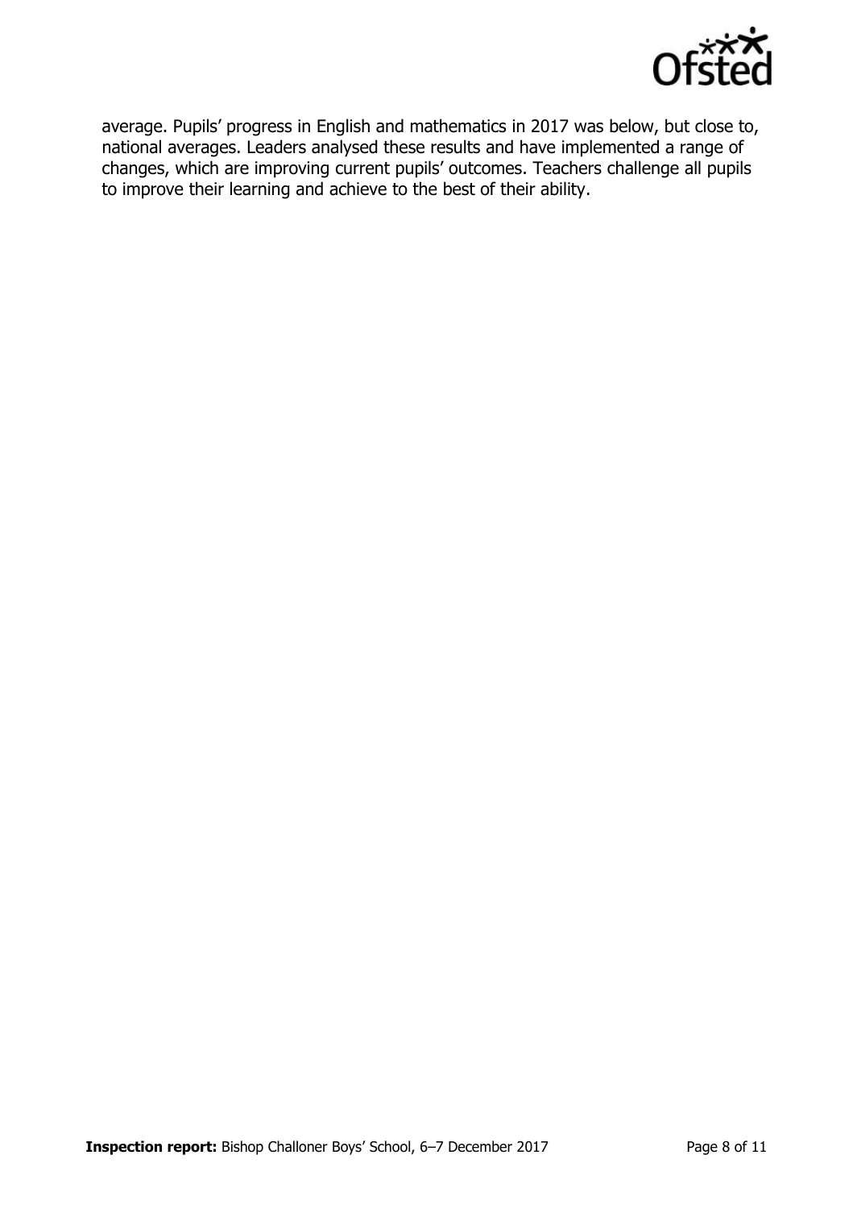average. Pupils' progress in English and mathematics in 2017 was below, but close to, national averages. Leaders analysed these results and have implemented a range of changes, which are improving current pupils' outcomes. Teachers challenge all pupils to improve their learning and achieve to the best of their ability.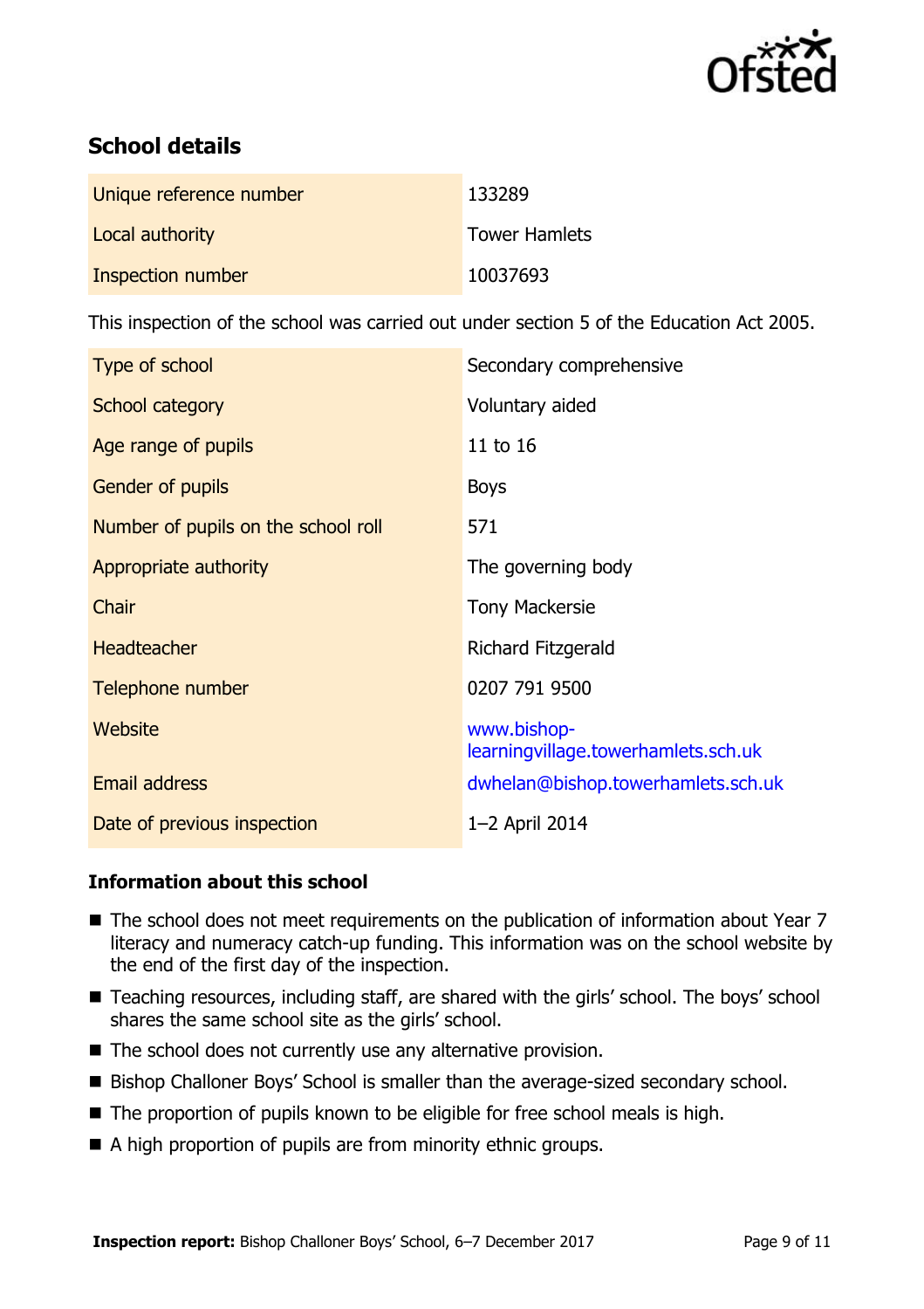## School details

| | |
|---|---|
| Unique reference number | 133289 |
| Local authority | Tower Hamlets |
| Inspection number | 10037693 |

This inspection of the school was carried out under section 5 of the Education Act 2005.

| | |
|---|---|
| Type of school | Secondary comprehensive |
| School category | Voluntary aided |
| Age range of pupils | 11 to 16 |
| Gender of pupils | Boys |
| Number of pupils on the school roll | 571 |
| Appropriate authority | The governing body |
| Chair | Tony Mackersie |
| Headteacher | Richard Fitzgerald |
| Telephone number | 0207 791 9500 |
| Website | www.bishop-learningvillage.towerhamlets.sch.uk |
| Email address | dwhelan@bishop.towerhamlets.sch.uk |
| Date of previous inspection | 1–2 April 2014 |

### Information about this school

- The school does not meet requirements on the publication of information about Year 7 literacy and numeracy catch-up funding. This information was on the school website by the end of the first day of the inspection.
- Teaching resources, including staff, are shared with the girls' school. The boys' school shares the same school site as the girls' school.
- The school does not currently use any alternative provision.
- Bishop Challoner Boys' School is smaller than the average-sized secondary school.
- The proportion of pupils known to be eligible for free school meals is high.
- A high proportion of pupils are from minority ethnic groups.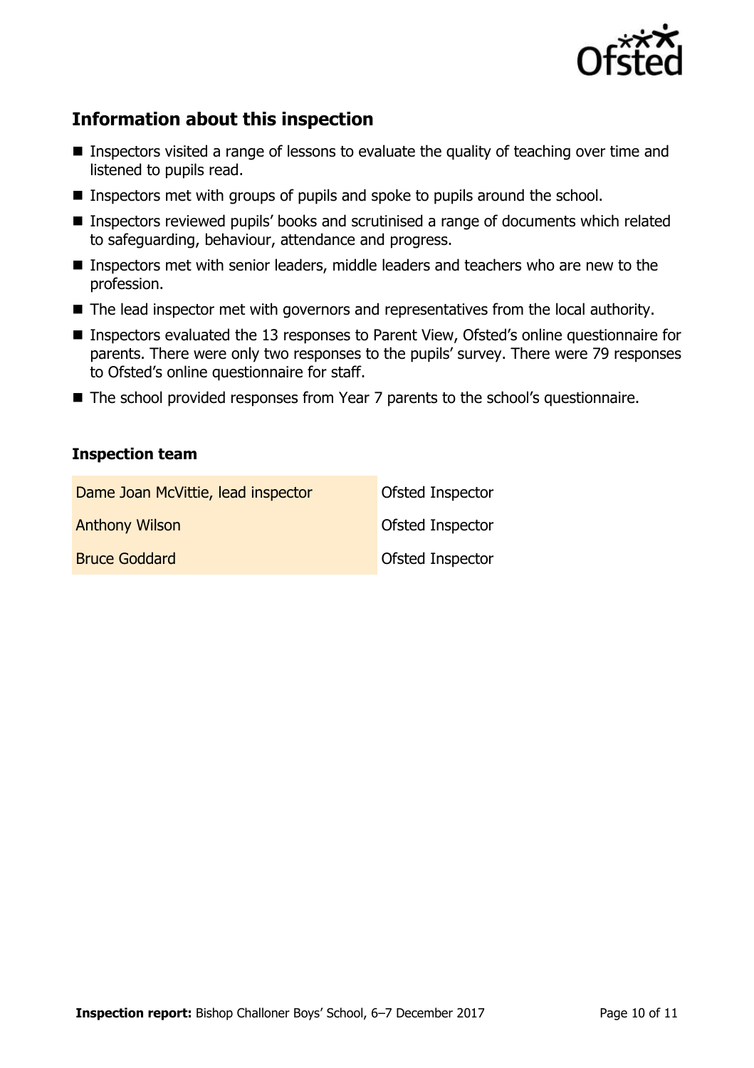## Information about this inspection

- Inspectors visited a range of lessons to evaluate the quality of teaching over time and listened to pupils read.
- Inspectors met with groups of pupils and spoke to pupils around the school.
- Inspectors reviewed pupils' books and scrutinised a range of documents which related to safeguarding, behaviour, attendance and progress.
- Inspectors met with senior leaders, middle leaders and teachers who are new to the profession.
- The lead inspector met with governors and representatives from the local authority.
- Inspectors evaluated the 13 responses to Parent View, Ofsted's online questionnaire for parents. There were only two responses to the pupils' survey. There were 79 responses to Ofsted's online questionnaire for staff.
- The school provided responses from Year 7 parents to the school's questionnaire.

### Inspection team

| | |
|---|---|
| Dame Joan McVittie, lead inspector | Ofsted Inspector |
| Anthony Wilson | Ofsted Inspector |
| Bruce Goddard | Ofsted Inspector |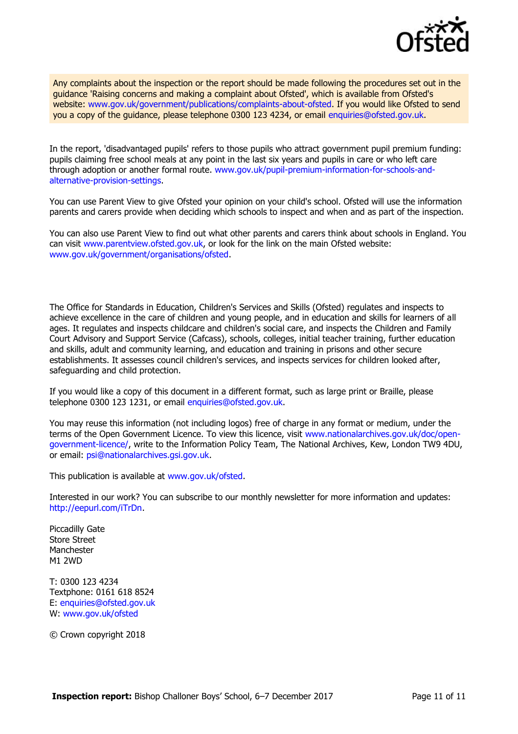Any complaints about the inspection or the report should be made following the procedures set out in the guidance 'Raising concerns and making a complaint about Ofsted', which is available from Ofsted's website: www.gov.uk/government/publications/complaints-about-ofsted. If you would like Ofsted to send you a copy of the guidance, please telephone 0300 123 4234, or email enquiries@ofsted.gov.uk.

In the report, 'disadvantaged pupils' refers to those pupils who attract government pupil premium funding: pupils claiming free school meals at any point in the last six years and pupils in care or who left care through adoption or another formal route. www.gov.uk/pupil-premium-information-for-schools-and-alternative-provision-settings.

You can use Parent View to give Ofsted your opinion on your child's school. Ofsted will use the information parents and carers provide when deciding which schools to inspect and when and as part of the inspection.

You can also use Parent View to find out what other parents and carers think about schools in England. You can visit www.parentview.ofsted.gov.uk, or look for the link on the main Ofsted website: www.gov.uk/government/organisations/ofsted.

The Office for Standards in Education, Children's Services and Skills (Ofsted) regulates and inspects to achieve excellence in the care of children and young people, and in education and skills for learners of all ages. It regulates and inspects childcare and children's social care, and inspects the Children and Family Court Advisory and Support Service (Cafcass), schools, colleges, initial teacher training, further education and skills, adult and community learning, and education and training in prisons and other secure establishments. It assesses council children's services, and inspects services for children looked after, safeguarding and child protection.

If you would like a copy of this document in a different format, such as large print or Braille, please telephone 0300 123 1231, or email enquiries@ofsted.gov.uk.

You may reuse this information (not including logos) free of charge in any format or medium, under the terms of the Open Government Licence. To view this licence, visit www.nationalarchives.gov.uk/doc/open-government-licence/, write to the Information Policy Team, The National Archives, Kew, London TW9 4DU, or email: psi@nationalarchives.gsi.gov.uk.

This publication is available at www.gov.uk/ofsted.

Interested in our work? You can subscribe to our monthly newsletter for more information and updates: http://eepurl.com/iTrDn.

Piccadilly Gate  
Store Street  
Manchester  
M1 2WD

T: 0300 123 4234  
Textphone: 0161 618 8524  
E: enquiries@ofsted.gov.uk  
W: www.gov.uk/ofsted

© Crown copyright 2018